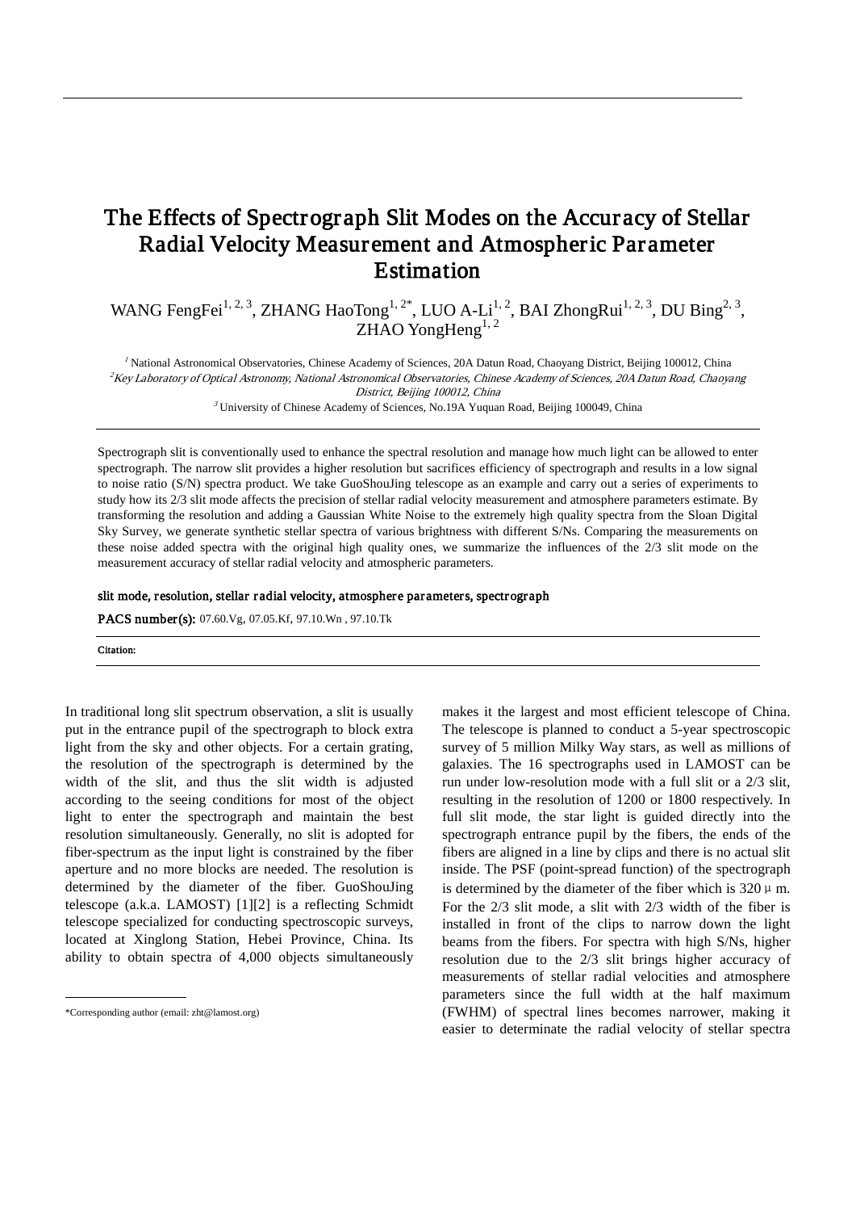# The Effects of Spectrograph Slit Modes on the Accuracy of Stellar Radial Velocity Measurement and Atmospheric Parameter Estimation

WANG FengFei[1, 2, 3], ZHANG HaoTong[1, 2*], LUO A-Li[1, 2], BAI ZhongRui[1, 2, 3], DU Bing[2, 3], ZHAO YongHeng[1, 2]

[1] National Astronomical Observatories, Chinese Academy of Sciences, 20A Datun Road, Chaoyang District, Beijing 100012, China
[2] *Key Laboratory of Optical Astronomy, National Astronomical Observatories, Chinese Academy of Sciences, 20A Datun Road, Chaoyang District, Beijing 100012, China*
[3] University of Chinese Academy of Sciences, No.19A Yuquan Road, Beijing 100049, China

Spectrograph slit is conventionally used to enhance the spectral resolution and manage how much light can be allowed to enter spectrograph. The narrow slit provides a higher resolution but sacrifices efficiency of spectrograph and results in a low signal to noise ratio (S/N) spectra product. We take GuoShouJing telescope as an example and carry out a series of experiments to study how its 2/3 slit mode affects the precision of stellar radial velocity measurement and atmosphere parameters estimate. By transforming the resolution and adding a Gaussian White Noise to the extremely high quality spectra from the Sloan Digital Sky Survey, we generate synthetic stellar spectra of various brightness with different S/Ns. Comparing the measurements on these noise added spectra with the original high quality ones, we summarize the influences of the 2/3 slit mode on the measurement accuracy of stellar radial velocity and atmospheric parameters.

**slit mode, resolution, stellar radial velocity, atmosphere parameters, spectrograph**

**PACS number(s):** 07.60.Vg, 07.05.Kf, 97.10.Wn , 97.10.Tk

**Citation:**

In traditional long slit spectrum observation, a slit is usually put in the entrance pupil of the spectrograph to block extra light from the sky and other objects. For a certain grating, the resolution of the spectrograph is determined by the width of the slit, and thus the slit width is adjusted according to the seeing conditions for most of the object light to enter the spectrograph and maintain the best resolution simultaneously. Generally, no slit is adopted for fiber-spectrum as the input light is constrained by the fiber aperture and no more blocks are needed. The resolution is determined by the diameter of the fiber. GuoShouJing telescope (a.k.a. LAMOST) [1][2] is a reflecting Schmidt telescope specialized for conducting spectroscopic surveys, located at Xinglong Station, Hebei Province, China. Its ability to obtain spectra of 4,000 objects simultaneously makes it the largest and most efficient telescope of China. The telescope is planned to conduct a 5-year spectroscopic survey of 5 million Milky Way stars, as well as millions of galaxies. The 16 spectrographs used in LAMOST can be run under low-resolution mode with a full slit or a 2/3 slit, resulting in the resolution of 1200 or 1800 respectively. In full slit mode, the star light is guided directly into the spectrograph entrance pupil by the fibers, the ends of the fibers are aligned in a line by clips and there is no actual slit inside. The PSF (point-spread function) of the spectrograph is determined by the diameter of the fiber which is 320 μm. For the 2/3 slit mode, a slit with 2/3 width of the fiber is installed in front of the clips to narrow down the light beams from the fibers. For spectra with high S/Ns, higher resolution due to the 2/3 slit brings higher accuracy of measurements of stellar radial velocities and atmosphere parameters since the full width at the half maximum (FWHM) of spectral lines becomes narrower, making it easier to determinate the radial velocity of stellar spectra

*Corresponding author (email: zht@lamost.org)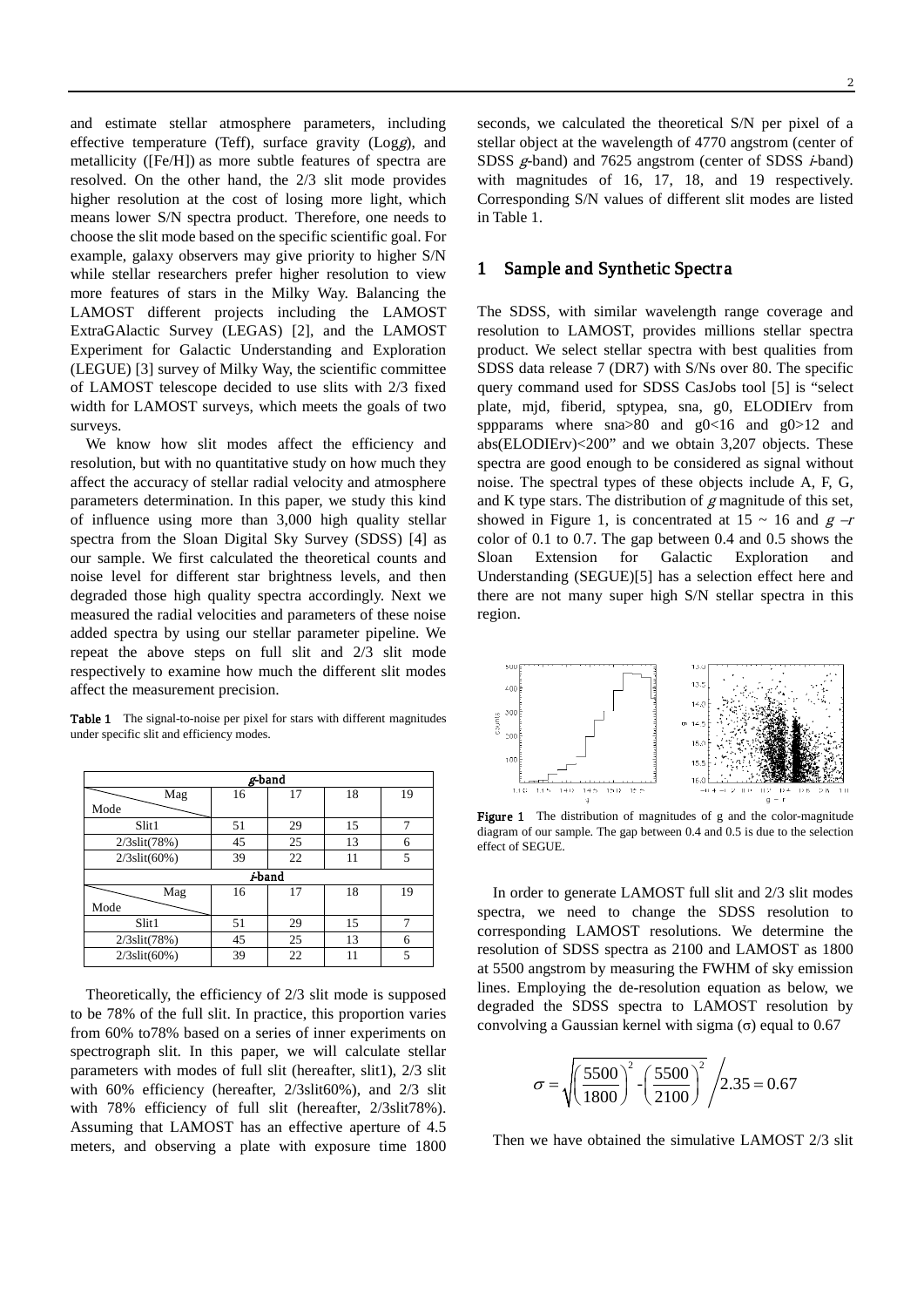and estimate stellar atmosphere parameters, including effective temperature (Teff), surface gravity (Log*g*), and metallicity ([Fe/H]) as more subtle features of spectra are resolved. On the other hand, the 2/3 slit mode provides higher resolution at the cost of losing more light, which means lower S/N spectra product. Therefore, one needs to choose the slit mode based on the specific scientific goal. For example, galaxy observers may give priority to higher S/N while stellar researchers prefer higher resolution to view more features of stars in the Milky Way. Balancing the LAMOST different projects including the LAMOST ExtraGAlactic Survey (LEGAS) [2], and the LAMOST Experiment for Galactic Understanding and Exploration (LEGUE) [3] survey of Milky Way, the scientific committee of LAMOST telescope decided to use slits with 2/3 fixed width for LAMOST surveys, which meets the goals of two surveys.

We know how slit modes affect the efficiency and resolution, but with no quantitative study on how much they affect the accuracy of stellar radial velocity and atmosphere parameters determination. In this paper, we study this kind of influence using more than 3,000 high quality stellar spectra from the Sloan Digital Sky Survey (SDSS) [4] as our sample. We first calculated the theoretical counts and noise level for different star brightness levels, and then degraded those high quality spectra accordingly. Next we measured the radial velocities and parameters of these noise added spectra by using our stellar parameter pipeline. We repeat the above steps on full slit and 2/3 slit mode respectively to examine how much the different slit modes affect the measurement precision.

**Table 1** The signal-to-noise per pixel for stars with different magnitudes under specific slit and efficiency modes.

| *g*-band | | | | |
|---|---|---|---|---|
| Mode \ Mag | 16 | 17 | 18 | 19 |
| Slit1 | 51 | 29 | 15 | 7 |
| 2/3slit(78%) | 45 | 25 | 13 | 6 |
| 2/3slit(60%) | 39 | 22 | 11 | 5 |
| ***i*-band** | | | | |
| Mode \ Mag | 16 | 17 | 18 | 19 |
| Slit1 | 51 | 29 | 15 | 7 |
| 2/3slit(78%) | 45 | 25 | 13 | 6 |
| 2/3slit(60%) | 39 | 22 | 11 | 5 |

Theoretically, the efficiency of 2/3 slit mode is supposed to be 78% of the full slit. In practice, this proportion varies from 60% to78% based on a series of inner experiments on spectrograph slit. In this paper, we will calculate stellar parameters with modes of full slit (hereafter, slit1), 2/3 slit with 60% efficiency (hereafter, 2/3slit60%), and 2/3 slit with 78% efficiency of full slit (hereafter, 2/3slit78%). Assuming that LAMOST has an effective aperture of 4.5 meters, and observing a plate with exposure time 1800 seconds, we calculated the theoretical S/N per pixel of a stellar object at the wavelength of 4770 angstrom (center of SDSS *g*-band) and 7625 angstrom (center of SDSS *i*-band) with magnitudes of 16, 17, 18, and 19 respectively. Corresponding S/N values of different slit modes are listed in Table 1.

## 1 Sample and Synthetic Spectra

The SDSS, with similar wavelength range coverage and resolution to LAMOST, provides millions stellar spectra product. We select stellar spectra with best qualities from SDSS data release 7 (DR7) with S/Ns over 80. The specific query command used for SDSS CasJobs tool [5] is "select plate, mjd, fiberid, sptypea, sna, g0, ELODIErv from sppparams where sna>80 and g0<16 and g0>12 and abs(ELODIErv)<200" and we obtain 3,207 objects. These spectra are good enough to be considered as signal without noise. The spectral types of these objects include A, F, G, and K type stars. The distribution of *g* magnitude of this set, showed in Figure 1, is concentrated at 15 ~ 16 and *g* –*r* color of 0.1 to 0.7. The gap between 0.4 and 0.5 shows the Sloan Extension for Galactic Exploration and Understanding (SEGUE)[5] has a selection effect here and there are not many super high S/N stellar spectra in this region.

**Figure 1** The distribution of magnitudes of g and the color-magnitude diagram of our sample. The gap between 0.4 and 0.5 is due to the selection effect of SEGUE.

In order to generate LAMOST full slit and 2/3 slit modes spectra, we need to change the SDSS resolution to corresponding LAMOST resolutions. We determine the resolution of SDSS spectra as 2100 and LAMOST as 1800 at 5500 angstrom by measuring the FWHM of sky emission lines. Employing the de-resolution equation as below, we degraded the SDSS spectra to LAMOST resolution by convolving a Gaussian kernel with sigma (σ) equal to 0.67

$$\sigma = \sqrt{\left(\frac{5500}{1800}\right)^2 - \left(\frac{5500}{2100}\right)^2} \Big/ 2.35 = 0.67$$

Then we have obtained the simulative LAMOST 2/3 slit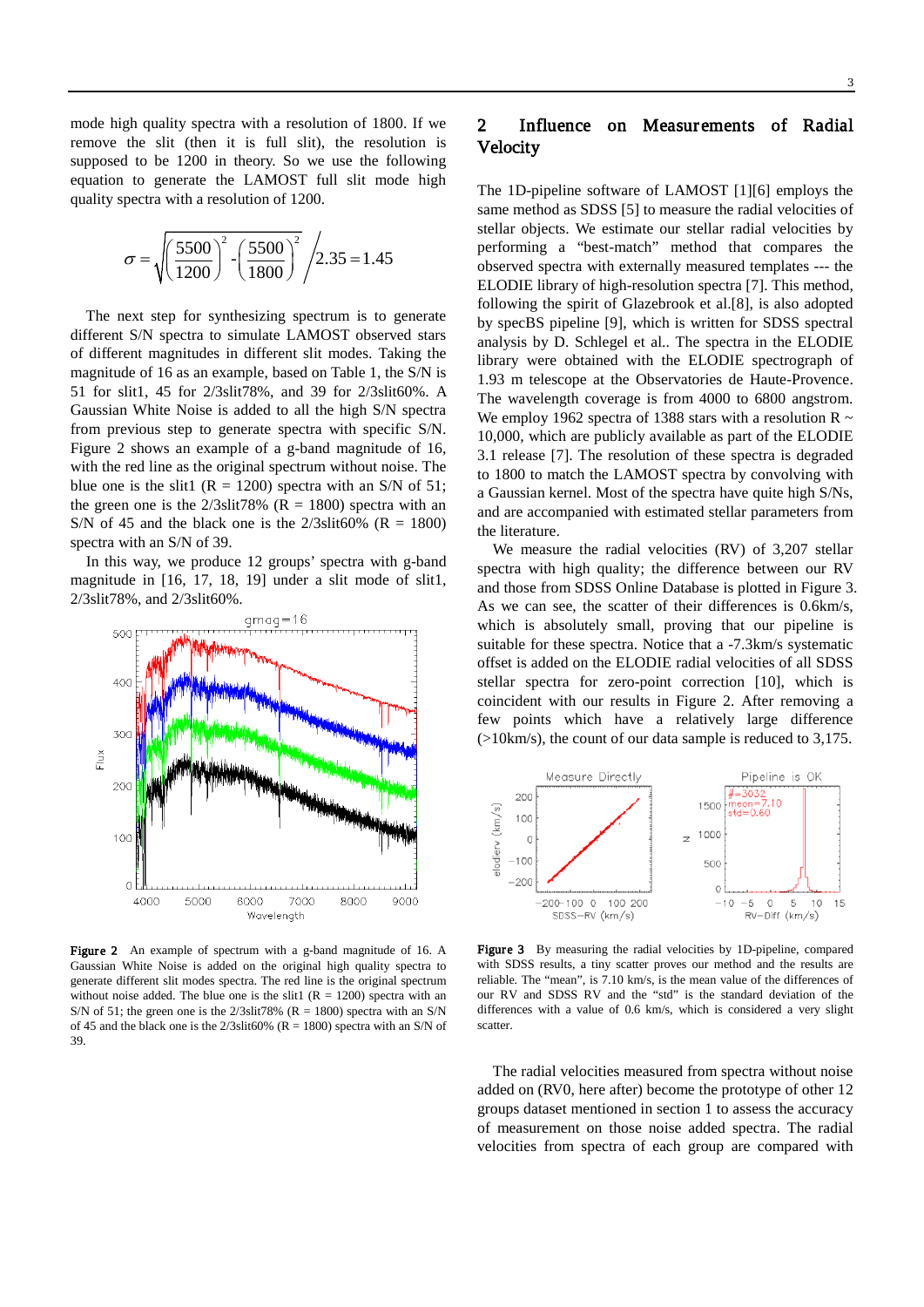mode high quality spectra with a resolution of 1800. If we remove the slit (then it is full slit), the resolution is supposed to be 1200 in theory. So we use the following equation to generate the LAMOST full slit mode high quality spectra with a resolution of 1200.

$$\sigma = \sqrt{\left(\frac{5500}{1200}\right)^2 - \left(\frac{5500}{1800}\right)^2} \Big/ 2.35 = 1.45$$

The next step for synthesizing spectrum is to generate different S/N spectra to simulate LAMOST observed stars of different magnitudes in different slit modes. Taking the magnitude of 16 as an example, based on Table 1, the S/N is 51 for slit1, 45 for 2/3slit78%, and 39 for 2/3slit60%. A Gaussian White Noise is added to all the high S/N spectra from previous step to generate spectra with specific S/N. Figure 2 shows an example of a g-band magnitude of 16, with the red line as the original spectrum without noise. The blue one is the slit1 (R = 1200) spectra with an S/N of 51; the green one is the 2/3slit78% (R = 1800) spectra with an S/N of 45 and the black one is the 2/3slit60% (R = 1800) spectra with an S/N of 39.

In this way, we produce 12 groups' spectra with g-band magnitude in [16, 17, 18, 19] under a slit mode of slit1, 2/3slit78%, and 2/3slit60%.

**Figure 2** An example of spectrum with a g-band magnitude of 16. A Gaussian White Noise is added on the original high quality spectra to generate different slit modes spectra. The red line is the original spectrum without noise added. The blue one is the slit1 (R = 1200) spectra with an S/N of 51; the green one is the 2/3slit78% (R = 1800) spectra with an S/N of 45 and the black one is the 2/3slit60% (R = 1800) spectra with an S/N of 39.

## 2 Influence on Measurements of Radial Velocity

The 1D-pipeline software of LAMOST [1][6] employs the same method as SDSS [5] to measure the radial velocities of stellar objects. We estimate our stellar radial velocities by performing a "best-match" method that compares the observed spectra with externally measured templates --- the ELODIE library of high-resolution spectra [7]. This method, following the spirit of Glazebrook et al.[8], is also adopted by specBS pipeline [9], which is written for SDSS spectral analysis by D. Schlegel et al.. The spectra in the ELODIE library were obtained with the ELODIE spectrograph of 1.93 m telescope at the Observatories de Haute-Provence. The wavelength coverage is from 4000 to 6800 angstrom. We employ 1962 spectra of 1388 stars with a resolution R ~ 10,000, which are publicly available as part of the ELODIE 3.1 release [7]. The resolution of these spectra is degraded to 1800 to match the LAMOST spectra by convolving with a Gaussian kernel. Most of the spectra have quite high S/Ns, and are accompanied with estimated stellar parameters from the literature.

We measure the radial velocities (RV) of 3,207 stellar spectra with high quality; the difference between our RV and those from SDSS Online Database is plotted in Figure 3. As we can see, the scatter of their differences is 0.6km/s, which is absolutely small, proving that our pipeline is suitable for these spectra. Notice that a -7.3km/s systematic offset is added on the ELODIE radial velocities of all SDSS stellar spectra for zero-point correction [10], which is coincident with our results in Figure 2. After removing a few points which have a relatively large difference (>10km/s), the count of our data sample is reduced to 3,175.

**Figure 3** By measuring the radial velocities by 1D-pipeline, compared with SDSS results, a tiny scatter proves our method and the results are reliable. The "mean", is 7.10 km/s, is the mean value of the differences of our RV and SDSS RV and the "std" is the standard deviation of the differences with a value of 0.6 km/s, which is considered a very slight scatter.

The radial velocities measured from spectra without noise added on (RV0, here after) become the prototype of other 12 groups dataset mentioned in section 1 to assess the accuracy of measurement on those noise added spectra. The radial velocities from spectra of each group are compared with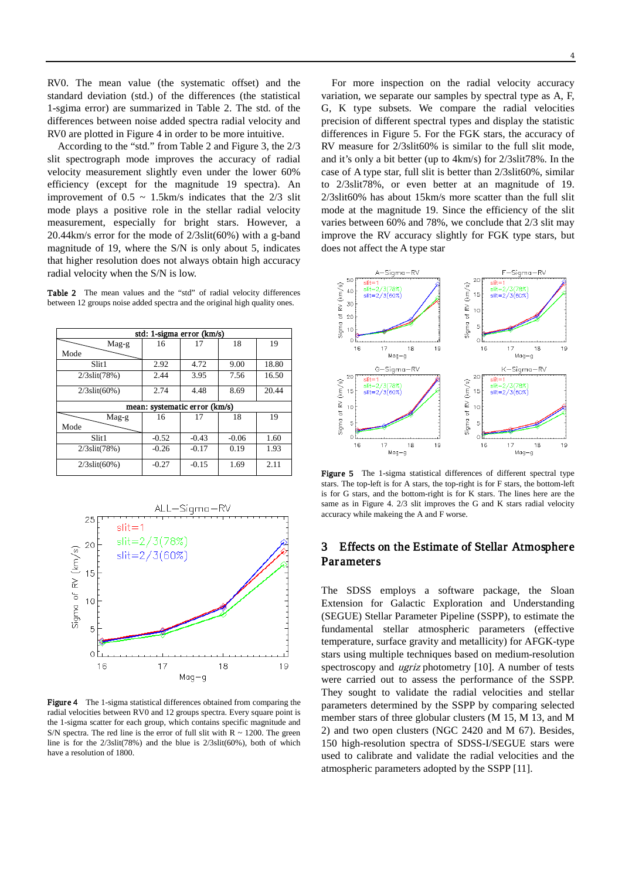RV0. The mean value (the systematic offset) and the standard deviation (std.) of the differences (the statistical 1-sgima error) are summarized in Table 2. The std. of the differences between noise added spectra radial velocity and RV0 are plotted in Figure 4 in order to be more intuitive.

According to the "std." from Table 2 and Figure 3, the 2/3 slit spectrograph mode improves the accuracy of radial velocity measurement slightly even under the lower 60% efficiency (except for the magnitude 19 spectra). An improvement of 0.5 ~ 1.5km/s indicates that the 2/3 slit mode plays a positive role in the stellar radial velocity measurement, especially for bright stars. However, a 20.44km/s error for the mode of 2/3slit(60%) with a g-band magnitude of 19, where the S/N is only about 5, indicates that higher resolution does not always obtain high accuracy radial velocity when the S/N is low.

**Table 2** The mean values and the "std" of radial velocity differences between 12 groups noise added spectra and the original high quality ones.

| std: 1-sigma error (km/s) | | | | |
|---|---|---|---|---|
| Mode \ Mag-g | 16 | 17 | 18 | 19 |
| Slit1 | 2.92 | 4.72 | 9.00 | 18.80 |
| 2/3slit(78%) | 2.44 | 3.95 | 7.56 | 16.50 |
| 2/3slit(60%) | 2.74 | 4.48 | 8.69 | 20.44 |
| **mean: systematic error (km/s)** | | | | |
| Mode \ Mag-g | 16 | 17 | 18 | 19 |
| Slit1 | -0.52 | -0.43 | -0.06 | 1.60 |
| 2/3slit(78%) | -0.26 | -0.17 | 0.19 | 1.93 |
| 2/3slit(60%) | -0.27 | -0.15 | 1.69 | 2.11 |

**Figure 4** The 1-sigma statistical differences obtained from comparing the radial velocities between RV0 and 12 groups spectra. Every square point is the 1-sigma scatter for each group, which contains specific magnitude and S/N spectra. The red line is the error of full slit with R ~ 1200. The green line is for the 2/3slit(78%) and the blue is 2/3slit(60%), both of which have a resolution of 1800.

For more inspection on the radial velocity accuracy variation, we separate our samples by spectral type as A, F, G, K type subsets. We compare the radial velocities precision of different spectral types and display the statistic differences in Figure 5. For the FGK stars, the accuracy of RV measure for 2/3slit60% is similar to the full slit mode, and it's only a bit better (up to 4km/s) for 2/3slit78%. In the case of A type star, full slit is better than 2/3slit60%, similar to 2/3slit78%, or even better at an magnitude of 19. 2/3slit60% has about 15km/s more scatter than the full slit mode at the magnitude 19. Since the efficiency of the slit varies between 60% and 78%, we conclude that 2/3 slit may improve the RV accuracy slightly for FGK type stars, but does not affect the A type star

**Figure 5** The 1-sigma statistical differences of different spectral type stars. The top-left is for A stars, the top-right is for F stars, the bottom-left is for G stars, and the bottom-right is for K stars. The lines here are the same as in Figure 4. 2/3 slit improves the G and K stars radial velocity accuracy while makeing the A and F worse.

## 3 Effects on the Estimate of Stellar Atmosphere Parameters

The SDSS employs a software package, the Sloan Extension for Galactic Exploration and Understanding (SEGUE) Stellar Parameter Pipeline (SSPP), to estimate the fundamental stellar atmospheric parameters (effective temperature, surface gravity and metallicity) for AFGK-type stars using multiple techniques based on medium-resolution spectroscopy and *ugriz* photometry [10]. A number of tests were carried out to assess the performance of the SSPP. They sought to validate the radial velocities and stellar parameters determined by the SSPP by comparing selected member stars of three globular clusters (M 15, M 13, and M 2) and two open clusters (NGC 2420 and M 67). Besides, 150 high-resolution spectra of SDSS-I/SEGUE stars were used to calibrate and validate the radial velocities and the atmospheric parameters adopted by the SSPP [11].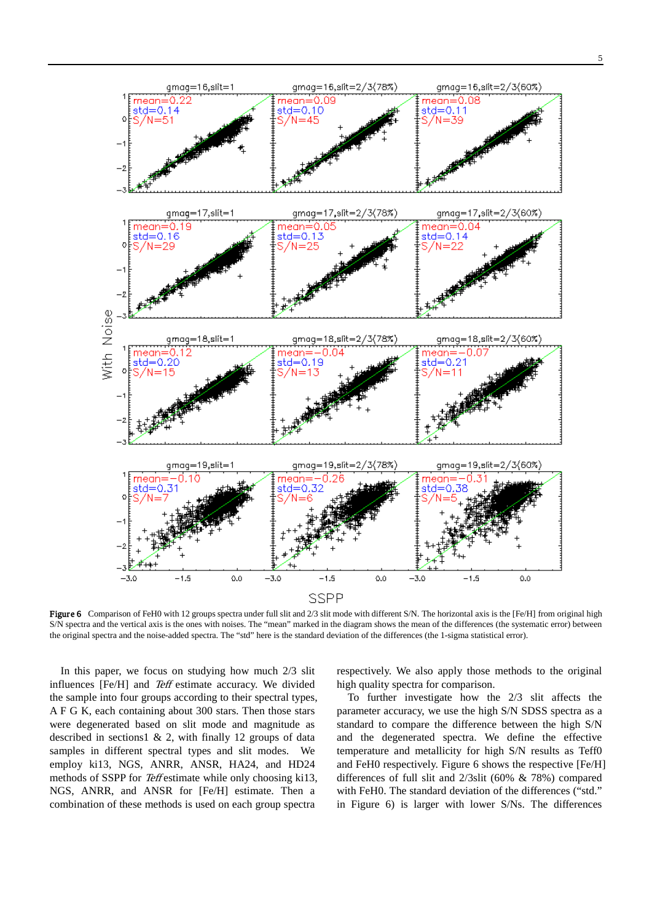**Figure 6** Comparison of FeH0 with 12 groups spectra under full slit and 2/3 slit mode with different S/N. The horizontal axis is the [Fe/H] from original high S/N spectra and the vertical axis is the ones with noises. The "mean" marked in the diagram shows the mean of the differences (the systematic error) between the original spectra and the noise-added spectra. The "std" here is the standard deviation of the differences (the 1-sigma statistical error).

In this paper, we focus on studying how much 2/3 slit influences [Fe/H] and *Teff* estimate accuracy. We divided the sample into four groups according to their spectral types, A F G K, each containing about 300 stars. Then those stars were degenerated based on slit mode and magnitude as described in sections1 & 2, with finally 12 groups of data samples in different spectral types and slit modes. We employ ki13, NGS, ANRR, ANSR, HA24, and HD24 methods of SSPP for *Teff* estimate while only choosing ki13, NGS, ANRR, and ANSR for [Fe/H] estimate. Then a combination of these methods is used on each group spectra respectively. We also apply those methods to the original high quality spectra for comparison.

To further investigate how the 2/3 slit affects the parameter accuracy, we use the high S/N SDSS spectra as a standard to compare the difference between the high S/N and the degenerated spectra. We define the effective temperature and metallicity for high S/N results as Teff0 and FeH0 respectively. Figure 6 shows the respective [Fe/H] differences of full slit and 2/3slit (60% & 78%) compared with FeH0. The standard deviation of the differences ("std." in Figure 6) is larger with lower S/Ns. The differences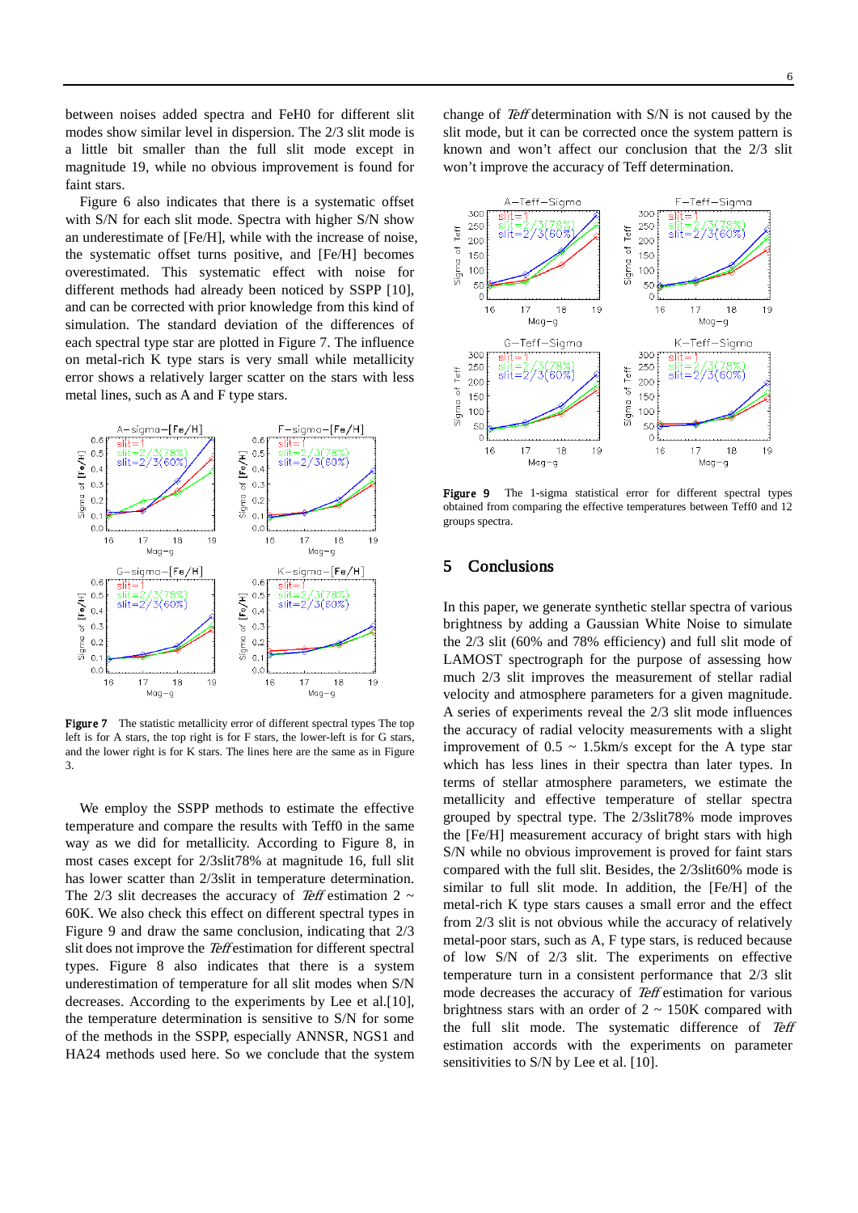between noises added spectra and FeH0 for different slit modes show similar level in dispersion. The 2/3 slit mode is a little bit smaller than the full slit mode except in magnitude 19, while no obvious improvement is found for faint stars.

Figure 6 also indicates that there is a systematic offset with S/N for each slit mode. Spectra with higher S/N show an underestimate of [Fe/H], while with the increase of noise, the systematic offset turns positive, and [Fe/H] becomes overestimated. This systematic effect with noise for different methods had already been noticed by SSPP [10], and can be corrected with prior knowledge from this kind of simulation. The standard deviation of the differences of each spectral type star are plotted in Figure 7. The influence on metal-rich K type stars is very small while metallicity error shows a relatively larger scatter on the stars with less metal lines, such as A and F type stars.

**Figure 7** The statistic metallicity error of different spectral types The top left is for A stars, the top right is for F stars, the lower-left is for G stars, and the lower right is for K stars. The lines here are the same as in Figure 3.

We employ the SSPP methods to estimate the effective temperature and compare the results with Teff0 in the same way as we did for metallicity. According to Figure 8, in most cases except for 2/3slit78% at magnitude 16, full slit has lower scatter than 2/3slit in temperature determination. The 2/3 slit decreases the accuracy of *Teff* estimation 2 ~ 60K. We also check this effect on different spectral types in Figure 9 and draw the same conclusion, indicating that 2/3 slit does not improve the *Teff* estimation for different spectral types. Figure 8 also indicates that there is a system underestimation of temperature for all slit modes when S/N decreases. According to the experiments by Lee et al.[10], the temperature determination is sensitive to S/N for some of the methods in the SSPP, especially ANNSR, NGS1 and HA24 methods used here. So we conclude that the system change of *Teff* determination with S/N is not caused by the slit mode, but it can be corrected once the system pattern is known and won't affect our conclusion that the 2/3 slit won't improve the accuracy of Teff determination.

**Figure 9** The 1-sigma statistical error for different spectral types obtained from comparing the effective temperatures between Teff0 and 12 groups spectra.

## 5 Conclusions

In this paper, we generate synthetic stellar spectra of various brightness by adding a Gaussian White Noise to simulate the 2/3 slit (60% and 78% efficiency) and full slit mode of LAMOST spectrograph for the purpose of assessing how much 2/3 slit improves the measurement of stellar radial velocity and atmosphere parameters for a given magnitude. A series of experiments reveal the 2/3 slit mode influences the accuracy of radial velocity measurements with a slight improvement of 0.5 ~ 1.5km/s except for the A type star which has less lines in their spectra than later types. In terms of stellar atmosphere parameters, we estimate the metallicity and effective temperature of stellar spectra grouped by spectral type. The 2/3slit78% mode improves the [Fe/H] measurement accuracy of bright stars with high S/N while no obvious improvement is proved for faint stars compared with the full slit. Besides, the 2/3slit60% mode is similar to full slit mode. In addition, the [Fe/H] of the metal-rich K type stars causes a small error and the effect from 2/3 slit is not obvious while the accuracy of relatively metal-poor stars, such as A, F type stars, is reduced because of low S/N of 2/3 slit. The experiments on effective temperature turn in a consistent performance that 2/3 slit mode decreases the accuracy of *Teff* estimation for various brightness stars with an order of 2 ~ 150K compared with the full slit mode. The systematic difference of *Teff* estimation accords with the experiments on parameter sensitivities to S/N by Lee et al. [10].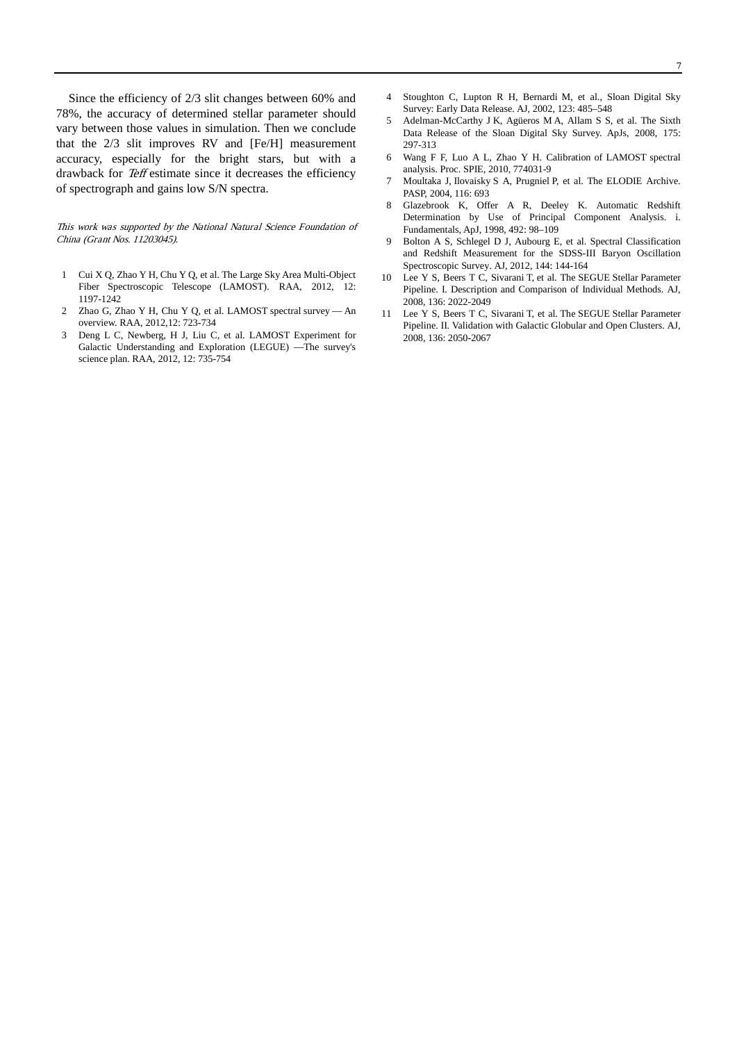Since the efficiency of 2/3 slit changes between 60% and 78%, the accuracy of determined stellar parameter should vary between those values in simulation. Then we conclude that the 2/3 slit improves RV and [Fe/H] measurement accuracy, especially for the bright stars, but with a drawback for *Teff* estimate since it decreases the efficiency of spectrograph and gains low S/N spectra.

*This work was supported by the National Natural Science Foundation of China (Grant Nos. 11203045).*

1. Cui X Q, Zhao Y H, Chu Y Q, et al. The Large Sky Area Multi-Object Fiber Spectroscopic Telescope (LAMOST). RAA, 2012, 12: 1197-1242
2. Zhao G, Zhao Y H, Chu Y Q, et al. LAMOST spectral survey — An overview. RAA, 2012,12: 723-734
3. Deng L C, Newberg, H J, Liu C, et al. LAMOST Experiment for Galactic Understanding and Exploration (LEGUE) —The survey's science plan. RAA, 2012, 12: 735-754
4. Stoughton C, Lupton R H, Bernardi M, et al., Sloan Digital Sky Survey: Early Data Release. AJ, 2002, 123: 485–548
5. Adelman-McCarthy J K, Agüeros M A, Allam S S, et al. The Sixth Data Release of the Sloan Digital Sky Survey. ApJs, 2008, 175: 297-313
6. Wang F F, Luo A L, Zhao Y H. Calibration of LAMOST spectral analysis. Proc. SPIE, 2010, 774031-9
7. Moultaka J, Ilovaisky S A, Prugniel P, et al. The ELODIE Archive. PASP, 2004, 116: 693
8. Glazebrook K, Offer A R, Deeley K. Automatic Redshift Determination by Use of Principal Component Analysis. i. Fundamentals, ApJ, 1998, 492: 98–109
9. Bolton A S, Schlegel D J, Aubourg E, et al. Spectral Classification and Redshift Measurement for the SDSS-III Baryon Oscillation Spectroscopic Survey. AJ, 2012, 144: 144-164
10. Lee Y S, Beers T C, Sivarani T, et al. The SEGUE Stellar Parameter Pipeline. I. Description and Comparison of Individual Methods. AJ, 2008, 136: 2022-2049
11. Lee Y S, Beers T C, Sivarani T, et al. The SEGUE Stellar Parameter Pipeline. II. Validation with Galactic Globular and Open Clusters. AJ, 2008, 136: 2050-2067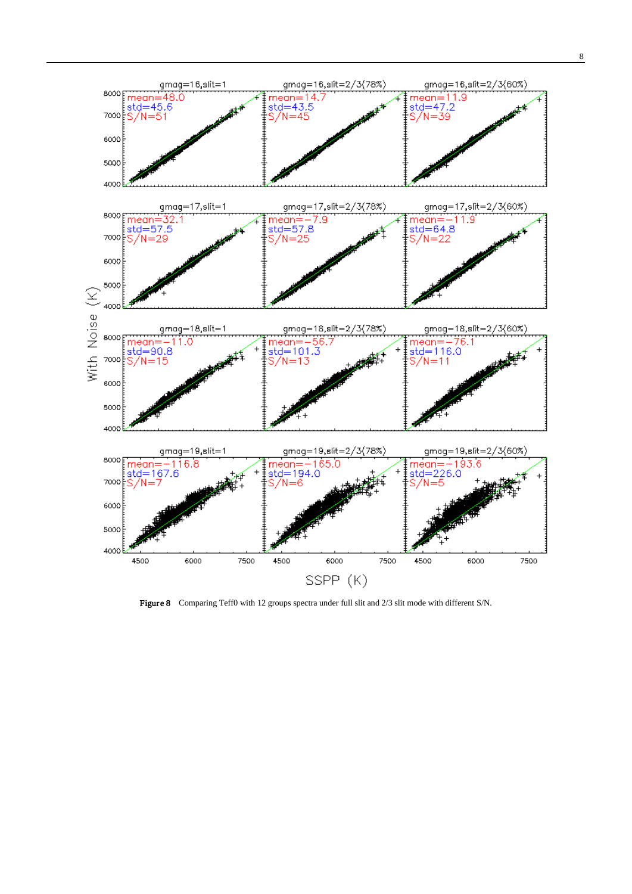gmag=16,slit=1
mean=48.0
std=45.6
S/N=51

gmag=16,slit=2/3(78%)
mean=14.7
std=43.5
S/N=45

gmag=16,slit=2/3(60%)
mean=11.9
std=47.2
S/N=39

gmag=17,slit=1
mean=32.1
std=57.5
S/N=29

gmag=17,slit=2/3(78%)
mean=−7.9
std=57.8
S/N=25

gmag=17,slit=2/3(60%)
mean=−11.9
std=64.8
S/N=22

gmag=18,slit=1
mean=−11.0
std=90.8
S/N=15

gmag=18,slit=2/3(78%)
mean=−56.7
std=101.3
S/N=13

gmag=18,slit=2/3(60%)
mean=−76.1
std=116.0
S/N=11

gmag=19,slit=1
mean=−116.8
std=167.6
S/N=7

gmag=19,slit=2/3(78%)
mean=−165.0
std=194.0
S/N=6

gmag=19,slit=2/3(60%)
mean=−193.6
std=226.0
S/N=5

With Noise (K)

SSPP (K)

**Figure 8** Comparing Teff0 with 12 groups spectra under full slit and 2/3 slit mode with different S/N.